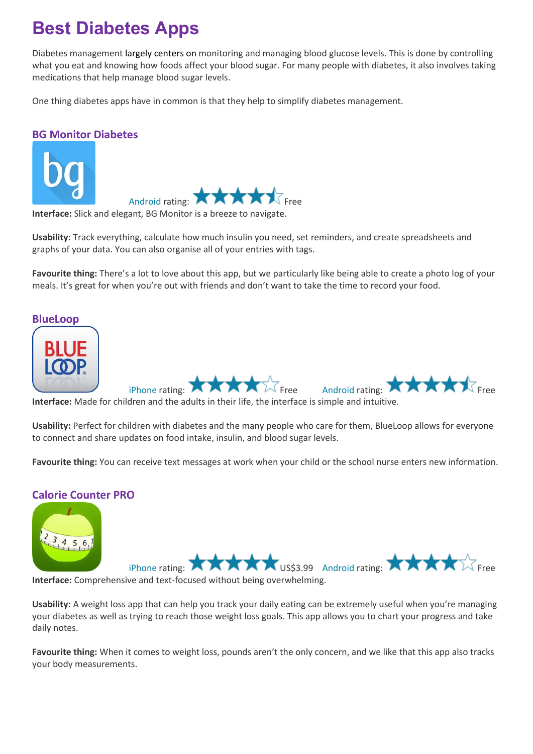# Best Diabetes Apps

Diabetes management largely centers on monitoring and managing blood glucose levels. This is done by controlling what you eat and knowing how foods affect your blood sugar. For many people with diabetes, it also involves taking medications that help manage blood sugar levels.

One thing diabetes apps have in common is that they help to simplify diabetes management.

## BG Monitor Diabetes

Android rating: ★★★★½ Free

**Interface:** Slick and elegant, BG Monitor is a breeze to navigate.

**Usability:** Track everything, calculate how much insulin you need, set reminders, and create spreadsheets and graphs of your data. You can also organise all of your entries with tags.

**Favourite thing:** There's a lot to love about this app, but we particularly like being able to create a photo log of your meals. It's great for when you're out with friends and don't want to take the time to record your food.

## BlueLoop

iPhone rating: ★★★★☆ Free Android rating: ★★★★½ Free

**Interface:** Made for children and the adults in their life, the interface is simple and intuitive.

**Usability:** Perfect for children with diabetes and the many people who care for them, BlueLoop allows for everyone to connect and share updates on food intake, insulin, and blood sugar levels.

**Favourite thing:** You can receive text messages at work when your child or the school nurse enters new information.

## Calorie Counter PRO

iPhone rating: ★★★★★ US$3.99 Android rating: ★★★★☆ Free

**Interface:** Comprehensive and text-focused without being overwhelming.

**Usability:** A weight loss app that can help you track your daily eating can be extremely useful when you're managing your diabetes as well as trying to reach those weight loss goals. This app allows you to chart your progress and take daily notes.

**Favourite thing:** When it comes to weight loss, pounds aren't the only concern, and we like that this app also tracks your body measurements.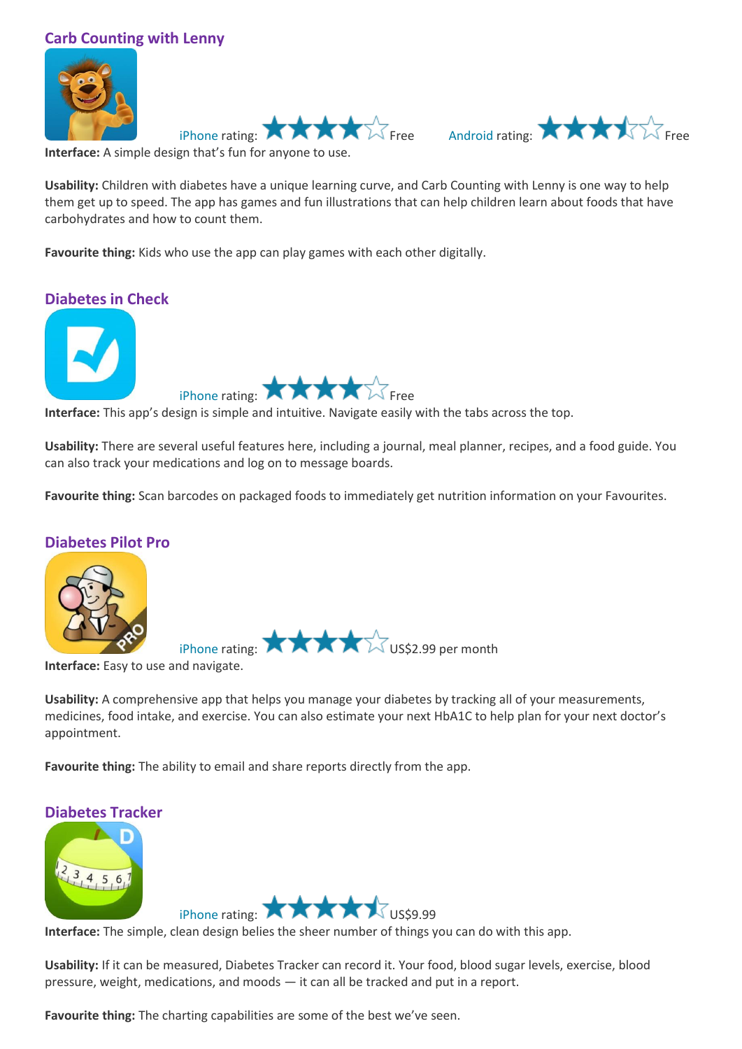## Carb Counting with Lenny

iPhone rating: ★★★★☆ Free Android rating: ★★★½☆ Free

**Interface:** A simple design that's fun for anyone to use.

**Usability:** Children with diabetes have a unique learning curve, and Carb Counting with Lenny is one way to help them get up to speed. The app has games and fun illustrations that can help children learn about foods that have carbohydrates and how to count them.

**Favourite thing:** Kids who use the app can play games with each other digitally.

## Diabetes in Check

iPhone rating: ★★★★☆ Free

**Interface:** This app's design is simple and intuitive. Navigate easily with the tabs across the top.

**Usability:** There are several useful features here, including a journal, meal planner, recipes, and a food guide. You can also track your medications and log on to message boards.

**Favourite thing:** Scan barcodes on packaged foods to immediately get nutrition information on your Favourites.

## Diabetes Pilot Pro

iPhone rating: ★★★★☆ US$2.99 per month

**Interface:** Easy to use and navigate.

**Usability:** A comprehensive app that helps you manage your diabetes by tracking all of your measurements, medicines, food intake, and exercise. You can also estimate your next HbA1C to help plan for your next doctor's appointment.

**Favourite thing:** The ability to email and share reports directly from the app.

## Diabetes Tracker

iPhone rating: ★★★★½ US$9.99

**Interface:** The simple, clean design belies the sheer number of things you can do with this app.

**Usability:** If it can be measured, Diabetes Tracker can record it. Your food, blood sugar levels, exercise, blood pressure, weight, medications, and moods — it can all be tracked and put in a report.

**Favourite thing:** The charting capabilities are some of the best we've seen.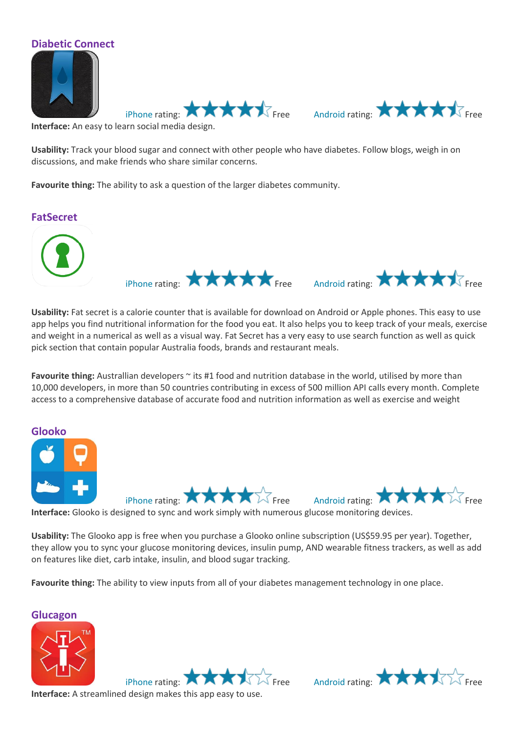## Diabetic Connect

iPhone rating: Free Android rating: Free

**Interface:** An easy to learn social media design.

**Usability:** Track your blood sugar and connect with other people who have diabetes. Follow blogs, weigh in on discussions, and make friends who share similar concerns.

**Favourite thing:** The ability to ask a question of the larger diabetes community.

## FatSecret

iPhone rating: Free Android rating: Free

**Usability:** Fat secret is a calorie counter that is available for download on Android or Apple phones. This easy to use app helps you find nutritional information for the food you eat. It also helps you to keep track of your meals, exercise and weight in a numerical as well as a visual way. Fat Secret has a very easy to use search function as well as quick pick section that contain popular Australia foods, brands and restaurant meals.

**Favourite thing:** Australlian developers ~ its #1 food and nutrition database in the world, utilised by more than 10,000 developers, in more than 50 countries contributing in excess of 500 million API calls every month. Complete access to a comprehensive database of accurate food and nutrition information as well as exercise and weight

## Glooko

iPhone rating: Free Android rating: Free

**Interface:** Glooko is designed to sync and work simply with numerous glucose monitoring devices.

**Usability:** The Glooko app is free when you purchase a Glooko online subscription (US$59.95 per year). Together, they allow you to sync your glucose monitoring devices, insulin pump, AND wearable fitness trackers, as well as add on features like diet, carb intake, insulin, and blood sugar tracking.

**Favourite thing:** The ability to view inputs from all of your diabetes management technology in one place.

## Glucagon

iPhone rating: Free Android rating: Free

**Interface:** A streamlined design makes this app easy to use.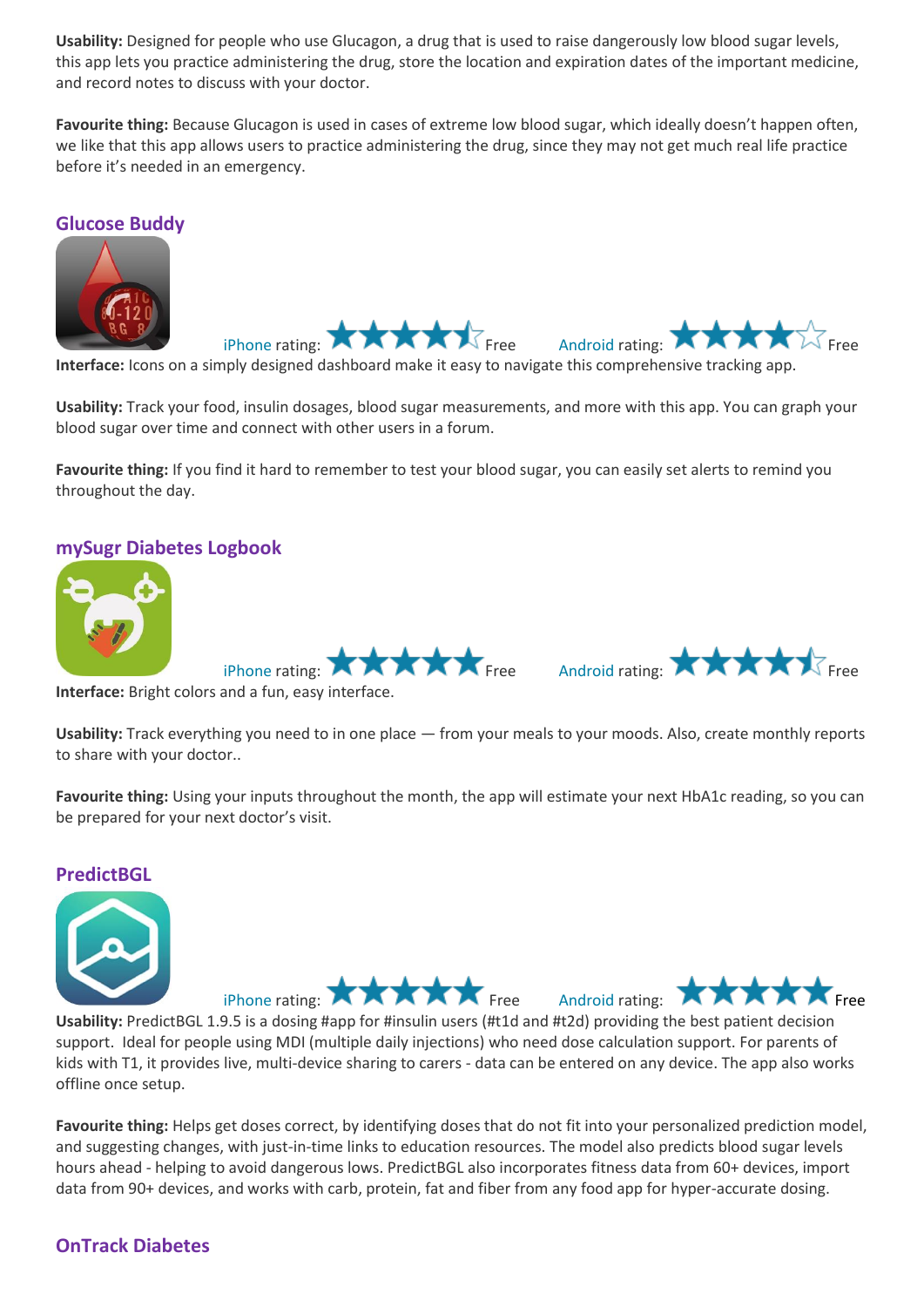**Usability:** Designed for people who use Glucagon, a drug that is used to raise dangerously low blood sugar levels, this app lets you practice administering the drug, store the location and expiration dates of the important medicine, and record notes to discuss with your doctor.

**Favourite thing:** Because Glucagon is used in cases of extreme low blood sugar, which ideally doesn't happen often, we like that this app allows users to practice administering the drug, since they may not get much real life practice before it's needed in an emergency.

## Glucose Buddy

iPhone rating: ★★★★½ Free Android rating: ★★★★☆ Free

**Interface:** Icons on a simply designed dashboard make it easy to navigate this comprehensive tracking app.

**Usability:** Track your food, insulin dosages, blood sugar measurements, and more with this app. You can graph your blood sugar over time and connect with other users in a forum.

**Favourite thing:** If you find it hard to remember to test your blood sugar, you can easily set alerts to remind you throughout the day.

## mySugr Diabetes Logbook

iPhone rating: ★★★★★ Free Android rating: ★★★★½ Free

**Interface:** Bright colors and a fun, easy interface.

**Usability:** Track everything you need to in one place — from your meals to your moods. Also, create monthly reports to share with your doctor..

**Favourite thing:** Using your inputs throughout the month, the app will estimate your next HbA1c reading, so you can be prepared for your next doctor's visit.

## PredictBGL

iPhone rating: ★★★★★ Free Android rating: ★★★★★ Free

**Usability:** PredictBGL 1.9.5 is a dosing #app for #insulin users (#t1d and #t2d) providing the best patient decision support. Ideal for people using MDI (multiple daily injections) who need dose calculation support. For parents of kids with T1, it provides live, multi-device sharing to carers - data can be entered on any device. The app also works offline once setup.

**Favourite thing:** Helps get doses correct, by identifying doses that do not fit into your personalized prediction model, and suggesting changes, with just-in-time links to education resources. The model also predicts blood sugar levels hours ahead - helping to avoid dangerous lows. PredictBGL also incorporates fitness data from 60+ devices, import data from 90+ devices, and works with carb, protein, fat and fiber from any food app for hyper-accurate dosing.

## OnTrack Diabetes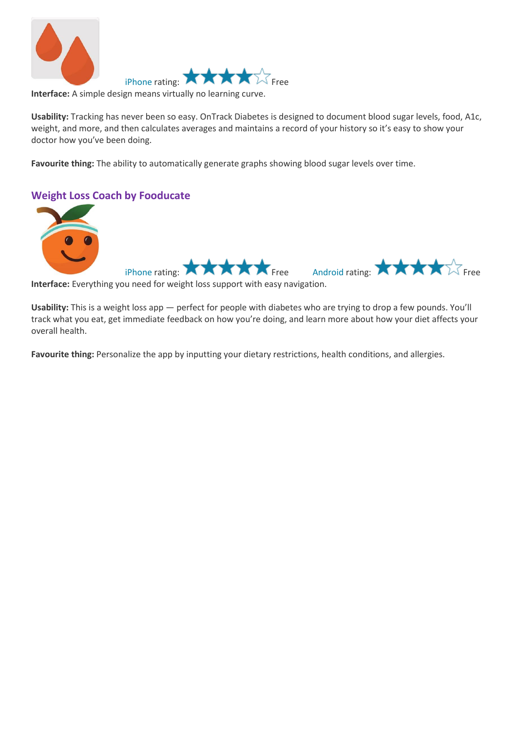iPhone rating: ★★★★☆ Free

**Interface:** A simple design means virtually no learning curve.

**Usability:** Tracking has never been so easy. OnTrack Diabetes is designed to document blood sugar levels, food, A1c, weight, and more, and then calculates averages and maintains a record of your history so it's easy to show your doctor how you've been doing.

**Favourite thing:** The ability to automatically generate graphs showing blood sugar levels over time.

## Weight Loss Coach by Fooducate

iPhone rating: ★★★★★ Free    Android rating: ★★★★☆ Free

**Interface:** Everything you need for weight loss support with easy navigation.

**Usability:** This is a weight loss app — perfect for people with diabetes who are trying to drop a few pounds. You'll track what you eat, get immediate feedback on how you're doing, and learn more about how your diet affects your overall health.

**Favourite thing:** Personalize the app by inputting your dietary restrictions, health conditions, and allergies.